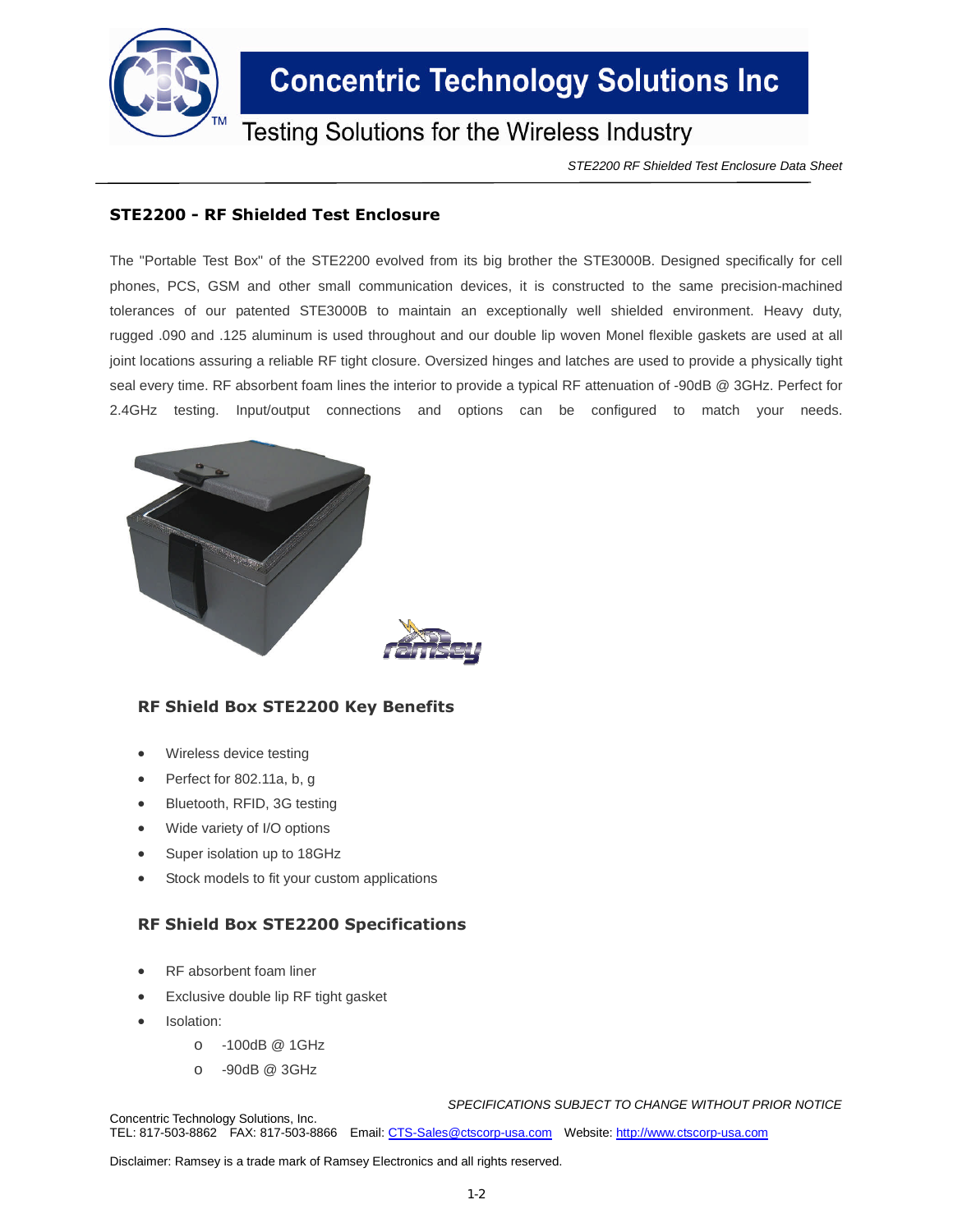Concentric Technology Solutions Inc

Testing Solutions for the Wireless Industry

*STE2200 RF Shielded Test Enclosure Data Sheet*

## STE2200 - RF Shielded Test Enclosure

The "Portable Test Box" of the STE2200 evolved from its big brother the STE3000B. Designed specifically for cell phones, PCS, GSM and other small communication devices, it is constructed to the same precision-machined tolerances of our patented STE3000B to maintain an exceptionally well shielded environment. Heavy duty, rugged .090 and .125 aluminum is used throughout and our double lip woven Monel flexible gaskets are used at all joint locations assuring a reliable RF tight closure. Oversized hinges and latches are used to provide a physically tight seal every time. RF absorbent foam lines the interior to provide a typical RF attenuation of -90dB @ 3GHz. Perfect for 2.4GHz testing. Input/output connections and options can be configured to match your needs.

### RF Shield Box STE2200 Key Benefits

- Wireless device testing
- Perfect for 802.11a, b, g
- Bluetooth, RFID, 3G testing
- Wide variety of I/O options
- Super isolation up to 18GHz
- Stock models to fit your custom applications

### RF Shield Box STE2200 Specifications

- RF absorbent foam liner
- Exclusive double lip RF tight gasket
- Isolation:
  - -100dB @ 1GHz
  - -90dB @ 3GHz

*SPECIFICATIONS SUBJECT TO CHANGE WITHOUT PRIOR NOTICE*

Concentric Technology Solutions, Inc.
TEL: 817-503-8862 FAX: 817-503-8866 Email: CTS-Sales@ctscorp-usa.com Website: http://www.ctscorp-usa.com

Disclaimer: Ramsey is a trade mark of Ramsey Electronics and all rights reserved.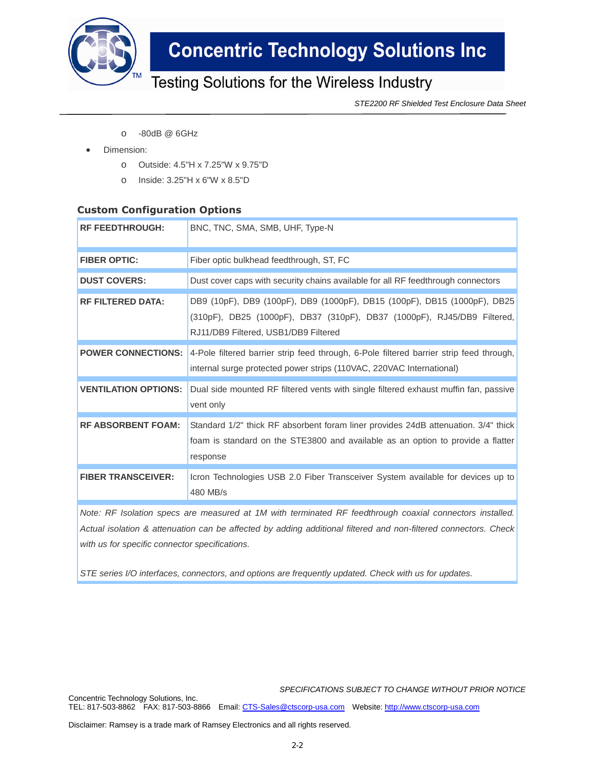- -80dB @ 6GHz

- Dimension:
  - Outside: 4.5"H x 7.25"W x 9.75"D
  - Inside: 3.25"H x 6"W x 8.5"D

### Custom Configuration Options

| | |
|---|---|
| **RF FEEDTHROUGH:** | BNC, TNC, SMA, SMB, UHF, Type-N |
| **FIBER OPTIC:** | Fiber optic bulkhead feedthrough, ST, FC |
| **DUST COVERS:** | Dust cover caps with security chains available for all RF feedthrough connectors |
| **RF FILTERED DATA:** | DB9 (10pF), DB9 (100pF), DB9 (1000pF), DB15 (100pF), DB15 (1000pF), DB25 (310pF), DB25 (1000pF), DB37 (310pF), DB37 (1000pF), RJ45/DB9 Filtered, RJ11/DB9 Filtered, USB1/DB9 Filtered |
| **POWER CONNECTIONS:** | 4-Pole filtered barrier strip feed through, 6-Pole filtered barrier strip feed through, internal surge protected power strips (110VAC, 220VAC International) |
| **VENTILATION OPTIONS:** | Dual side mounted RF filtered vents with single filtered exhaust muffin fan, passive vent only |
| **RF ABSORBENT FOAM:** | Standard 1/2" thick RF absorbent foram liner provides 24dB attenuation. 3/4" thick foam is standard on the STE3800 and available as an option to provide a flatter response |
| **FIBER TRANSCEIVER:** | Icron Technologies USB 2.0 Fiber Transceiver System available for devices up to 480 MB/s |

*Note: RF Isolation specs are measured at 1M with terminated RF feedthrough coaxial connectors installed. Actual isolation & attenuation can be affected by adding additional filtered and non-filtered connectors. Check with us for specific connector specifications.*

*STE series I/O interfaces, connectors, and options are frequently updated. Check with us for updates.*

*SPECIFICATIONS SUBJECT TO CHANGE WITHOUT PRIOR NOTICE*

Concentric Technology Solutions, Inc.
TEL: 817-503-8862 FAX: 817-503-8866 Email: CTS-Sales@ctscorp-usa.com Website: http://www.ctscorp-usa.com

Disclaimer: Ramsey is a trade mark of Ramsey Electronics and all rights reserved.